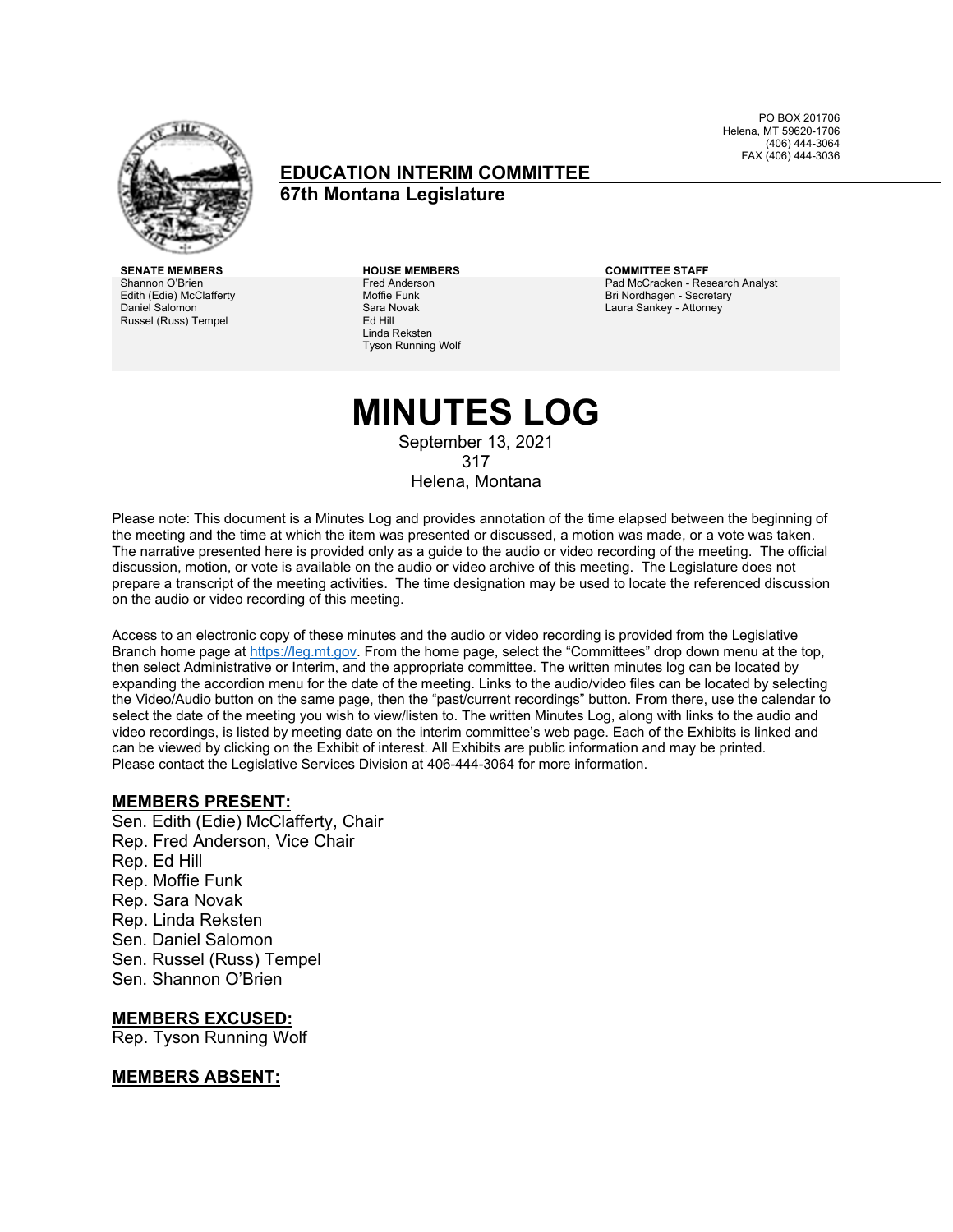PO BOX 201706
Helena, MT 59620-1706
(406) 444-3064
FAX (406) 444-3036

## EDUCATION INTERIM COMMITTEE
### 67th Montana Legislature

**SENATE MEMBERS**
Shannon O'Brien
Edith (Edie) McClafferty
Daniel Salomon
Russel (Russ) Tempel

**HOUSE MEMBERS**
Fred Anderson
Moffie Funk
Sara Novak
Ed Hill
Linda Reksten
Tyson Running Wolf

**COMMITTEE STAFF**
Pad McCracken - Research Analyst
Bri Nordhagen - Secretary
Laura Sankey - Attorney

# MINUTES LOG

September 13, 2021
317
Helena, Montana

Please note: This document is a Minutes Log and provides annotation of the time elapsed between the beginning of the meeting and the time at which the item was presented or discussed, a motion was made, or a vote was taken. The narrative presented here is provided only as a guide to the audio or video recording of the meeting. The official discussion, motion, or vote is available on the audio or video archive of this meeting. The Legislature does not prepare a transcript of the meeting activities. The time designation may be used to locate the referenced discussion on the audio or video recording of this meeting.

Access to an electronic copy of these minutes and the audio or video recording is provided from the Legislative Branch home page at https://leg.mt.gov. From the home page, select the "Committees" drop down menu at the top, then select Administrative or Interim, and the appropriate committee. The written minutes log can be located by expanding the accordion menu for the date of the meeting. Links to the audio/video files can be located by selecting the Video/Audio button on the same page, then the "past/current recordings" button. From there, use the calendar to select the date of the meeting you wish to view/listen to. The written Minutes Log, along with links to the audio and video recordings, is listed by meeting date on the interim committee's web page. Each of the Exhibits is linked and can be viewed by clicking on the Exhibit of interest. All Exhibits are public information and may be printed. Please contact the Legislative Services Division at 406-444-3064 for more information.

## MEMBERS PRESENT:

Sen. Edith (Edie) McClafferty, Chair
Rep. Fred Anderson, Vice Chair
Rep. Ed Hill
Rep. Moffie Funk
Rep. Sara Novak
Rep. Linda Reksten
Sen. Daniel Salomon
Sen. Russel (Russ) Tempel
Sen. Shannon O'Brien

## MEMBERS EXCUSED:

Rep. Tyson Running Wolf

## MEMBERS ABSENT: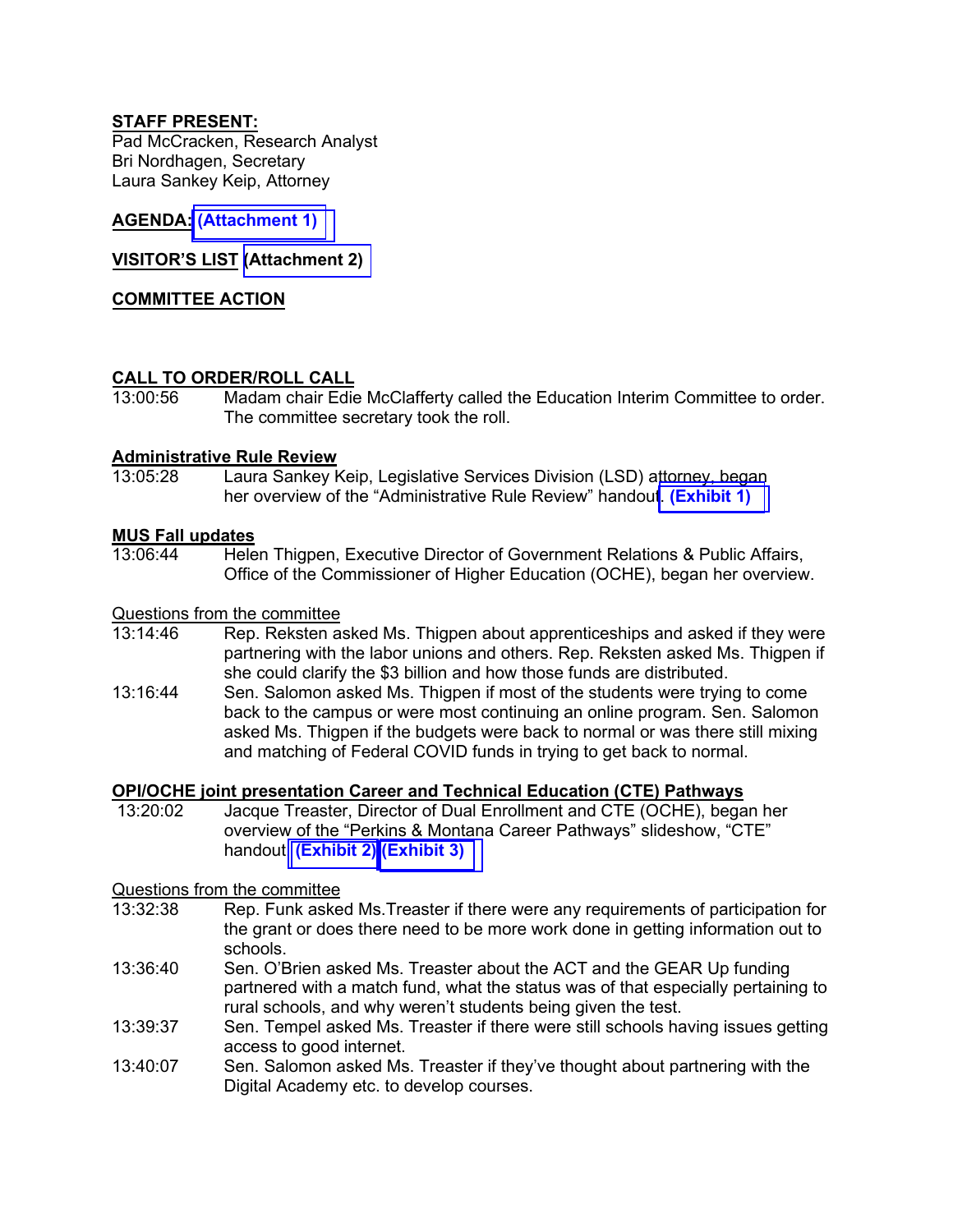**STAFF PRESENT:**
Pad McCracken, Research Analyst
Bri Nordhagen, Secretary
Laura Sankey Keip, Attorney

**AGENDA: (Attachment 1)**

**VISITOR'S LIST (Attachment 2)**

**COMMITTEE ACTION**

**CALL TO ORDER/ROLL CALL**

13:00:56 Madam chair Edie McClafferty called the Education Interim Committee to order. The committee secretary took the roll.

**Administrative Rule Review**

13:05:28 Laura Sankey Keip, Legislative Services Division (LSD) attorney, began her overview of the "Administrative Rule Review" handout. **(Exhibit 1)**

**MUS Fall updates**

13:06:44 Helen Thigpen, Executive Director of Government Relations & Public Affairs, Office of the Commissioner of Higher Education (OCHE), began her overview.

Questions from the committee

13:14:46 Rep. Reksten asked Ms. Thigpen about apprenticeships and asked if they were partnering with the labor unions and others. Rep. Reksten asked Ms. Thigpen if she could clarify the $3 billion and how those funds are distributed.

13:16:44 Sen. Salomon asked Ms. Thigpen if most of the students were trying to come back to the campus or were most continuing an online program. Sen. Salomon asked Ms. Thigpen if the budgets were back to normal or was there still mixing and matching of Federal COVID funds in trying to get back to normal.

**OPI/OCHE joint presentation Career and Technical Education (CTE) Pathways**

13:20:02 Jacque Treaster, Director of Dual Enrollment and CTE (OCHE), began her overview of the "Perkins & Montana Career Pathways" slideshow, "CTE" handout. **(Exhibit 2) (Exhibit 3)**

Questions from the committee

13:32:38 Rep. Funk asked Ms.Treaster if there were any requirements of participation for the grant or does there need to be more work done in getting information out to schools.

13:36:40 Sen. O'Brien asked Ms. Treaster about the ACT and the GEAR Up funding partnered with a match fund, what the status was of that especially pertaining to rural schools, and why weren't students being given the test.

13:39:37 Sen. Tempel asked Ms. Treaster if there were still schools having issues getting access to good internet.

13:40:07 Sen. Salomon asked Ms. Treaster if they've thought about partnering with the Digital Academy etc. to develop courses.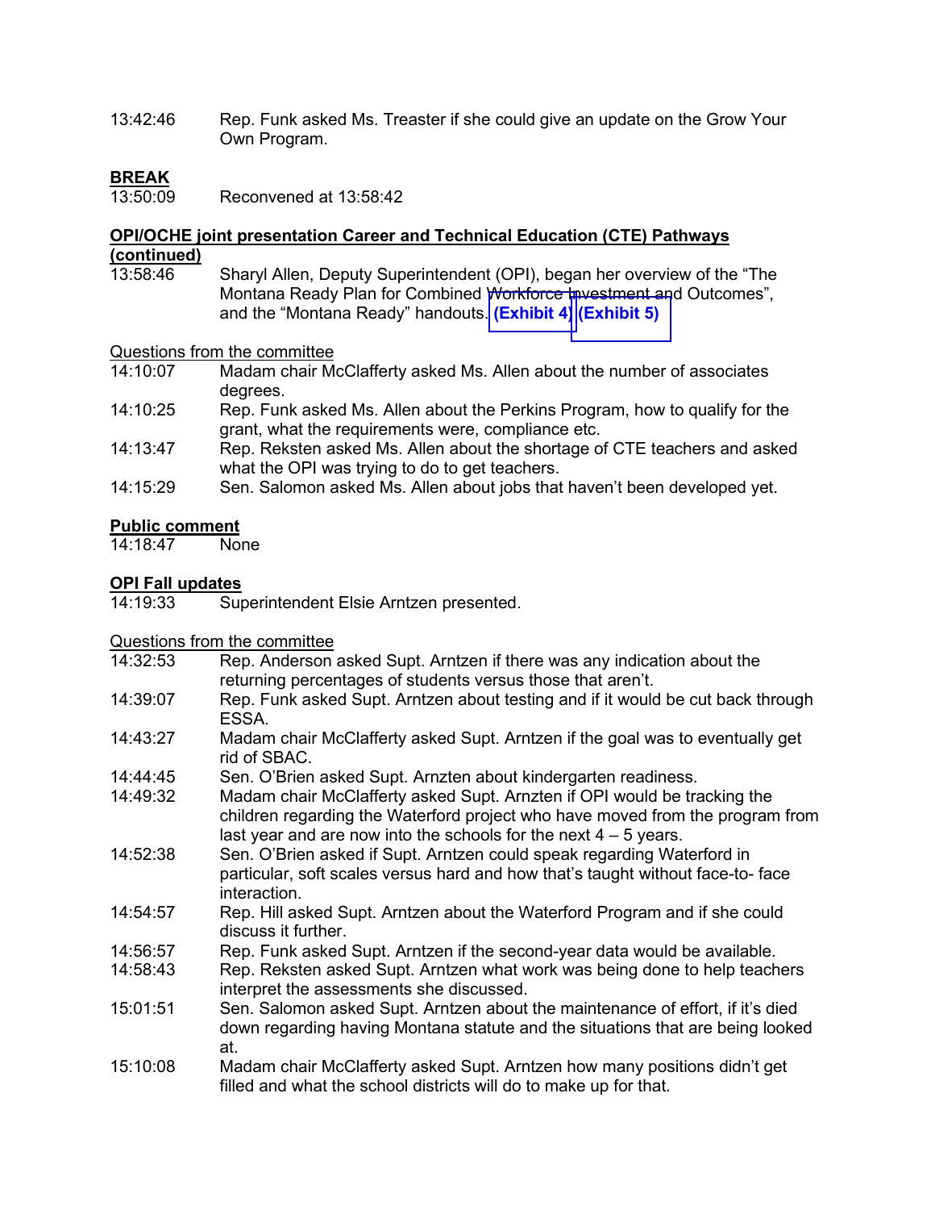13:42:46 Rep. Funk asked Ms. Treaster if she could give an update on the Grow Your Own Program.

**BREAK**

13:50:09 Reconvened at 13:58:42

**OPI/OCHE joint presentation Career and Technical Education (CTE) Pathways (continued)**

13:58:46 Sharyl Allen, Deputy Superintendent (OPI), began her overview of the “The Montana Ready Plan for Combined Workforce Investment and Outcomes”, and the “Montana Ready” handouts. **(Exhibit 4)** **(Exhibit 5)**

Questions from the committee

14:10:07 Madam chair McClafferty asked Ms. Allen about the number of associates degrees.

14:10:25 Rep. Funk asked Ms. Allen about the Perkins Program, how to qualify for the grant, what the requirements were, compliance etc.

14:13:47 Rep. Reksten asked Ms. Allen about the shortage of CTE teachers and asked what the OPI was trying to do to get teachers.

14:15:29 Sen. Salomon asked Ms. Allen about jobs that haven’t been developed yet.

**Public comment**

14:18:47 None

**OPI Fall updates**

14:19:33 Superintendent Elsie Arntzen presented.

Questions from the committee

14:32:53 Rep. Anderson asked Supt. Arntzen if there was any indication about the returning percentages of students versus those that aren’t.

14:39:07 Rep. Funk asked Supt. Arntzen about testing and if it would be cut back through ESSA.

14:43:27 Madam chair McClafferty asked Supt. Arntzen if the goal was to eventually get rid of SBAC.

14:44:45 Sen. O’Brien asked Supt. Arnzten about kindergarten readiness.

14:49:32 Madam chair McClafferty asked Supt. Arntzen if OPI would be tracking the children regarding the Waterford project who have moved from the program from last year and are now into the schools for the next 4 – 5 years.

14:52:38 Sen. O’Brien asked if Supt. Arntzen could speak regarding Waterford in particular, soft scales versus hard and how that’s taught without face-to- face interaction.

14:54:57 Rep. Hill asked Supt. Arntzen about the Waterford Program and if she could discuss it further.

14:56:57 Rep. Funk asked Supt. Arntzen if the second-year data would be available.

14:58:43 Rep. Reksten asked Supt. Arntzen what work was being done to help teachers interpret the assessments she discussed.

15:01:51 Sen. Salomon asked Supt. Arntzen about the maintenance of effort, if it’s died down regarding having Montana statute and the situations that are being looked at.

15:10:08 Madam chair McClafferty asked Supt. Arntzen how many positions didn’t get filled and what the school districts will do to make up for that.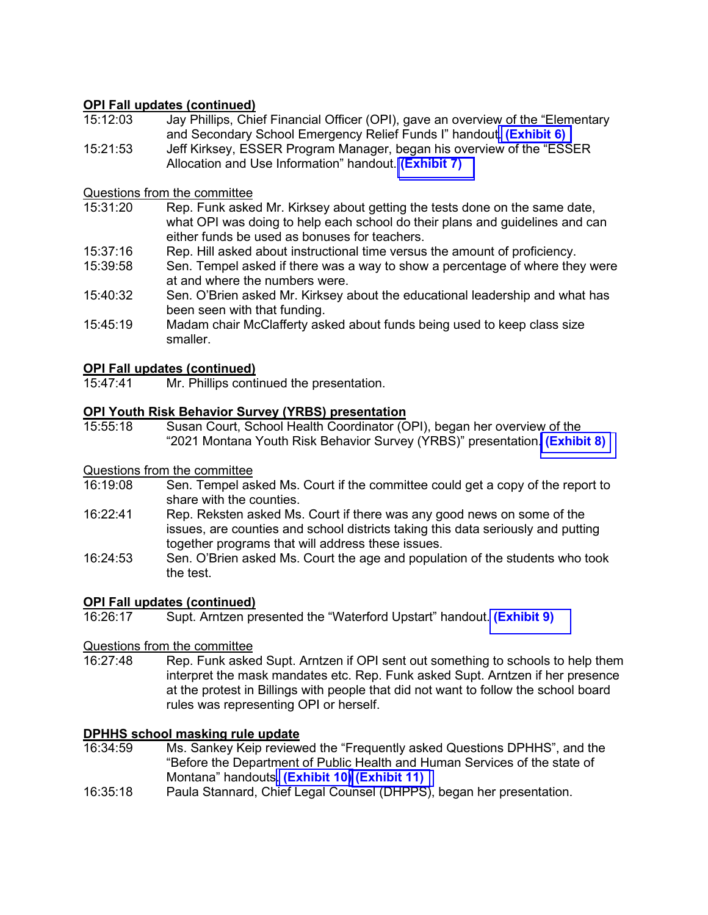**OPI Fall updates (continued)**

15:12:03 Jay Phillips, Chief Financial Officer (OPI), gave an overview of the "Elementary and Secondary School Emergency Relief Funds I" handout. **(Exhibit 6)**

15:21:53 Jeff Kirksey, ESSER Program Manager, began his overview of the "ESSER Allocation and Use Information" handout. **(Exhibit 7)**

Questions from the committee

15:31:20 Rep. Funk asked Mr. Kirksey about getting the tests done on the same date, what OPI was doing to help each school do their plans and guidelines and can either funds be used as bonuses for teachers.

15:37:16 Rep. Hill asked about instructional time versus the amount of proficiency.

15:39:58 Sen. Tempel asked if there was a way to show a percentage of where they were at and where the numbers were.

15:40:32 Sen. O'Brien asked Mr. Kirksey about the educational leadership and what has been seen with that funding.

15:45:19 Madam chair McClafferty asked about funds being used to keep class size smaller.

**OPI Fall updates (continued)**

15:47:41 Mr. Phillips continued the presentation.

**OPI Youth Risk Behavior Survey (YRBS) presentation**

15:55:18 Susan Court, School Health Coordinator (OPI), began her overview of the "2021 Montana Youth Risk Behavior Survey (YRBS)" presentation. **(Exhibit 8)**

Questions from the committee

16:19:08 Sen. Tempel asked Ms. Court if the committee could get a copy of the report to share with the counties.

16:22:41 Rep. Reksten asked Ms. Court if there was any good news on some of the issues, are counties and school districts taking this data seriously and putting together programs that will address these issues.

16:24:53 Sen. O'Brien asked Ms. Court the age and population of the students who took the test.

**OPI Fall updates (continued)**

16:26:17 Supt. Arntzen presented the "Waterford Upstart" handout. **(Exhibit 9)**

Questions from the committee

16:27:48 Rep. Funk asked Supt. Arntzen if OPI sent out something to schools to help them interpret the mask mandates etc. Rep. Funk asked Supt. Arntzen if her presence at the protest in Billings with people that did not want to follow the school board rules was representing OPI or herself.

**DPHHS school masking rule update**

16:34:59 Ms. Sankey Keip reviewed the "Frequently asked Questions DPHHS", and the "Before the Department of Public Health and Human Services of the state of Montana" handouts. **(Exhibit 10)** **(Exhibit 11)**

16:35:18 Paula Stannard, Chief Legal Counsel (DHPPS), began her presentation.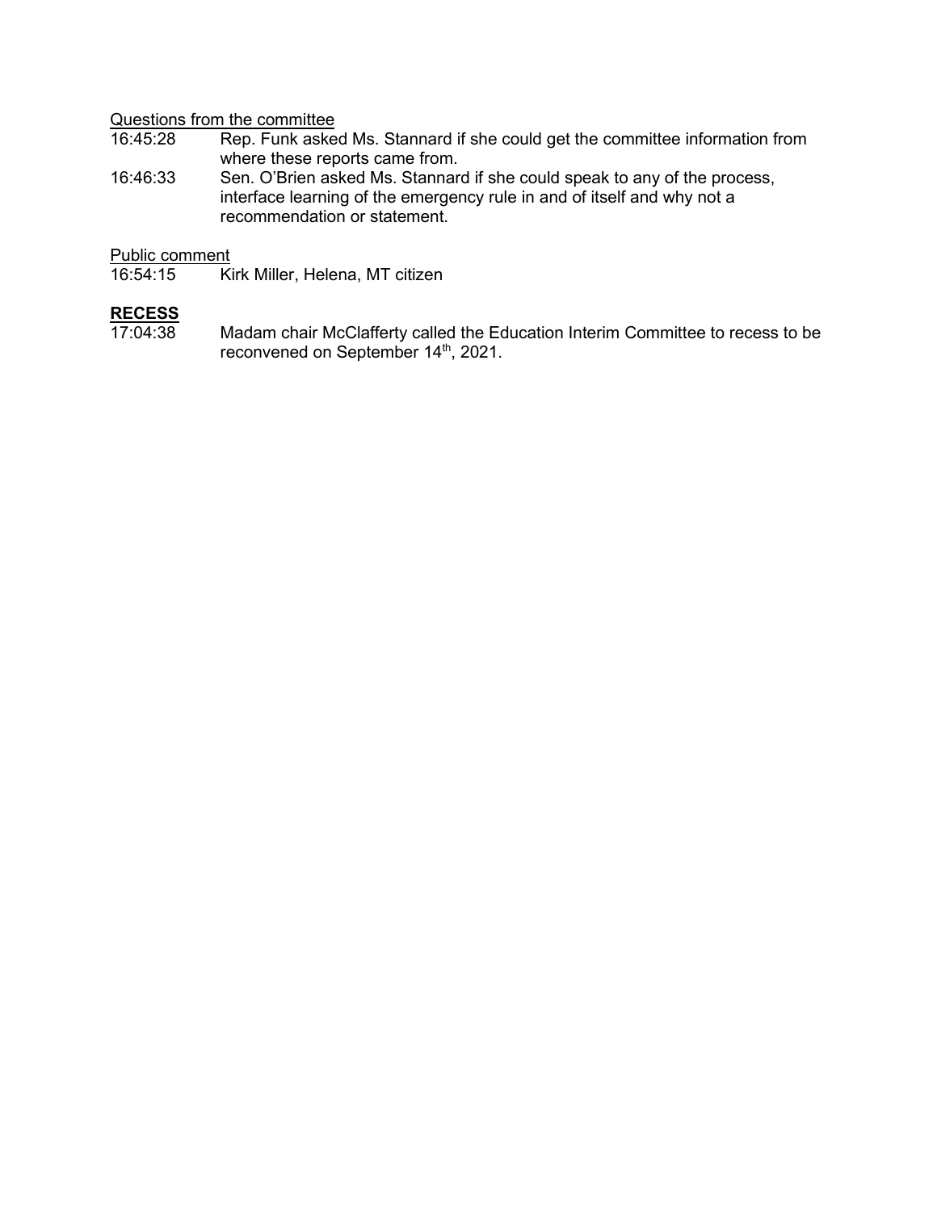Questions from the committee

16:45:28 Rep. Funk asked Ms. Stannard if she could get the committee information from where these reports came from.

16:46:33 Sen. O'Brien asked Ms. Stannard if she could speak to any of the process, interface learning of the emergency rule in and of itself and why not a recommendation or statement.

Public comment

16:54:15 Kirk Miller, Helena, MT citizen

**RECESS**

17:04:38 Madam chair McClafferty called the Education Interim Committee to recess to be reconvened on September 14th, 2021.